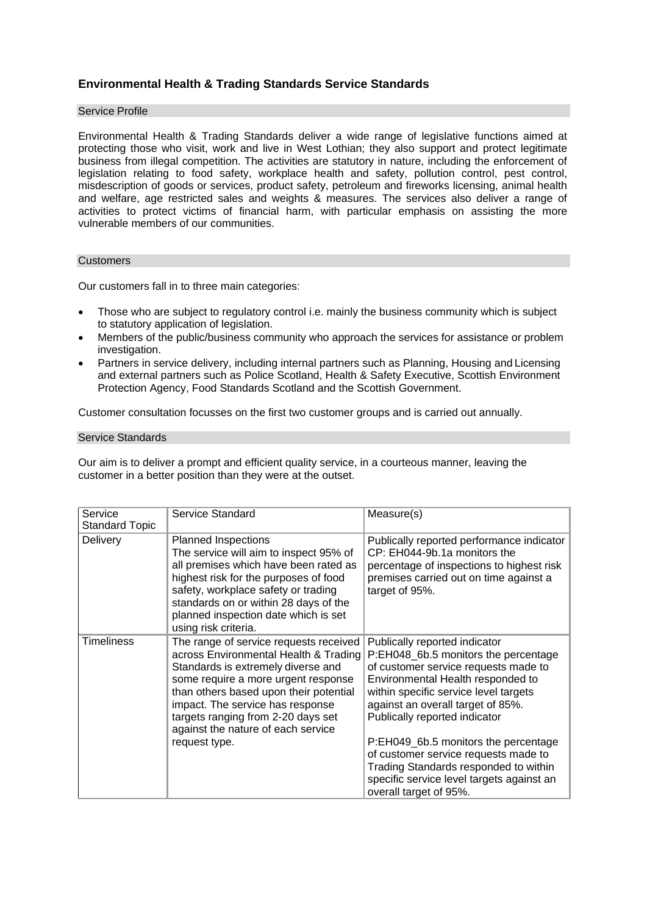## Environmental Health & Trading Standards Service Standards

### Service Profile

Environmental Health & Trading Standards deliver a wide range of legislative functions aimed at protecting those who visit, work and live in West Lothian; they also support and protect legitimate business from illegal competition. The activities are statutory in nature, including the enforcement of legislation relating to food safety, workplace health and safety, pollution control, pest control, misdescription of goods or services, product safety, petroleum and fireworks licensing, animal health and welfare, age restricted sales and weights & measures. The services also deliver a range of activities to protect victims of financial harm, with particular emphasis on assisting the more vulnerable members of our communities.

### Customers

Our customers fall in to three main categories:

- Those who are subject to regulatory control i.e. mainly the business community which is subject to statutory application of legislation.
- Members of the public/business community who approach the services for assistance or problem investigation.
- Partners in service delivery, including internal partners such as Planning, Housing and Licensing and external partners such as Police Scotland, Health & Safety Executive, Scottish Environment Protection Agency, Food Standards Scotland and the Scottish Government.

Customer consultation focusses on the first two customer groups and is carried out annually.

### Service Standards

Our aim is to deliver a prompt and efficient quality service, in a courteous manner, leaving the customer in a better position than they were at the outset.

| Service Standard Topic | Service Standard | Measure(s) |
|---|---|---|
| Delivery | Planned Inspections<br>The service will aim to inspect 95% of all premises which have been rated as highest risk for the purposes of food safety, workplace safety or trading standards on or within 28 days of the planned inspection date which is set using risk criteria. | Publically reported performance indicator CP: EH044-9b.1a monitors the percentage of inspections to highest risk premises carried out on time against a target of 95%. |
| Timeliness | The range of service requests received across Environmental Health & Trading Standards is extremely diverse and some require a more urgent response than others based upon their potential impact. The service has response targets ranging from 2-20 days set against the nature of each service request type. | Publically reported indicator P:EH048_6b.5 monitors the percentage of customer service requests made to Environmental Health responded to within specific service level targets against an overall target of 85%. Publically reported indicator<br><br>P:EH049_6b.5 monitors the percentage of customer service requests made to Trading Standards responded to within specific service level targets against an overall target of 95%. |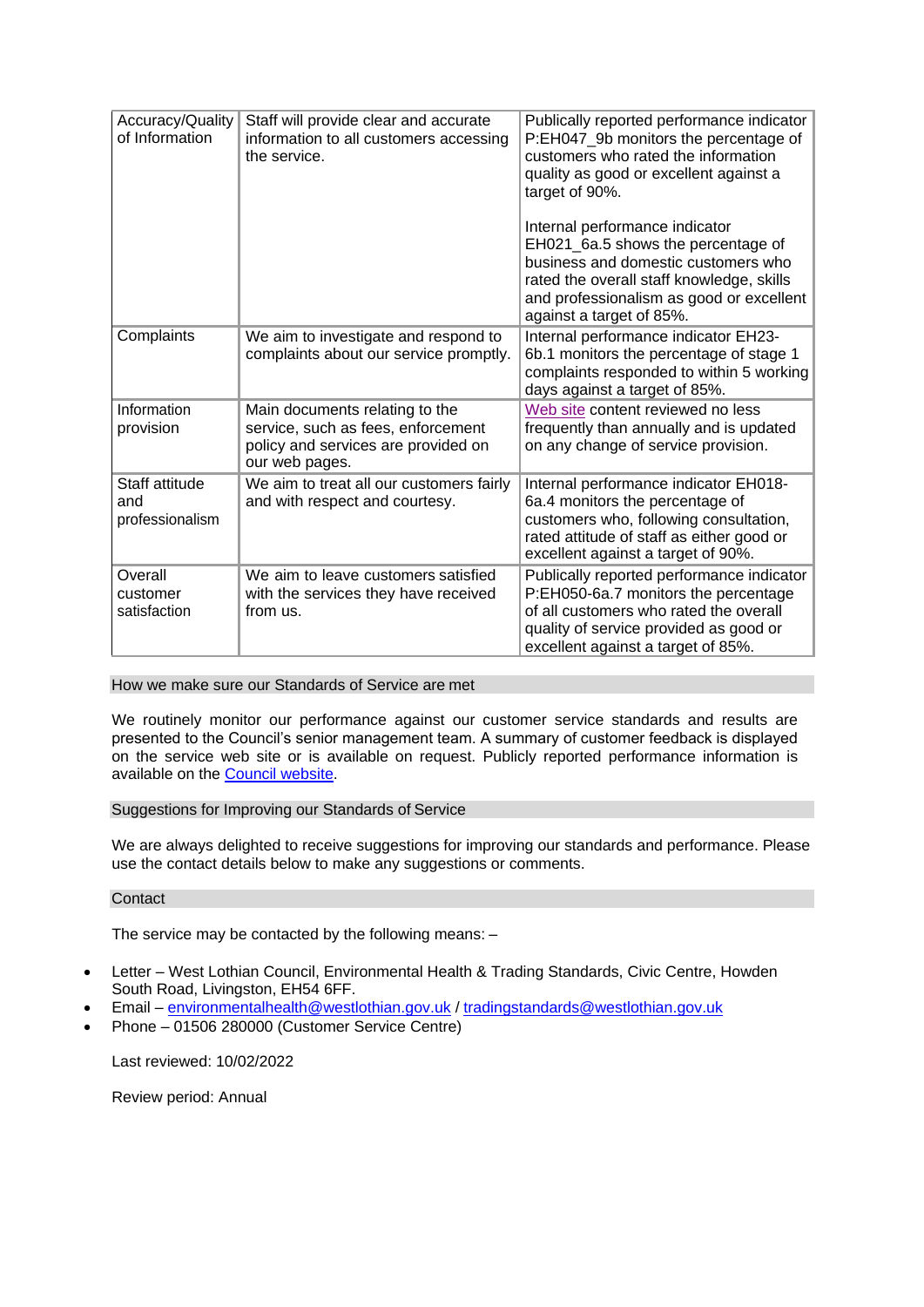| | | |
|---|---|---|
| Accuracy/Quality of Information | Staff will provide clear and accurate information to all customers accessing the service. | Publically reported performance indicator P:EH047_9b monitors the percentage of customers who rated the information quality as good or excellent against a target of 90%.<br><br>Internal performance indicator EH021_6a.5 shows the percentage of business and domestic customers who rated the overall staff knowledge, skills and professionalism as good or excellent against a target of 85%. |
| Complaints | We aim to investigate and respond to complaints about our service promptly. | Internal performance indicator EH23-6b.1 monitors the percentage of stage 1 complaints responded to within 5 working days against a target of 85%. |
| Information provision | Main documents relating to the service, such as fees, enforcement policy and services are provided on our web pages. | Web site content reviewed no less frequently than annually and is updated on any change of service provision. |
| Staff attitude and professionalism | We aim to treat all our customers fairly and with respect and courtesy. | Internal performance indicator EH018-6a.4 monitors the percentage of customers who, following consultation, rated attitude of staff as either good or excellent against a target of 90%. |
| Overall customer satisfaction | We aim to leave customers satisfied with the services they have received from us. | Publically reported performance indicator P:EH050-6a.7 monitors the percentage of all customers who rated the overall quality of service provided as good or excellent against a target of 85%. |

## How we make sure our Standards of Service are met

We routinely monitor our performance against our customer service standards and results are presented to the Council's senior management team. A summary of customer feedback is displayed on the service web site or is available on request. Publicly reported performance information is available on the Council website.

## Suggestions for Improving our Standards of Service

We are always delighted to receive suggestions for improving our standards and performance. Please use the contact details below to make any suggestions or comments.

## Contact

The service may be contacted by the following means: –

- Letter – West Lothian Council, Environmental Health & Trading Standards, Civic Centre, Howden South Road, Livingston, EH54 6FF.
- Email – environmentalhealth@westlothian.gov.uk / tradingstandards@westlothian.gov.uk
- Phone – 01506 280000 (Customer Service Centre)

Last reviewed: 10/02/2022

Review period: Annual